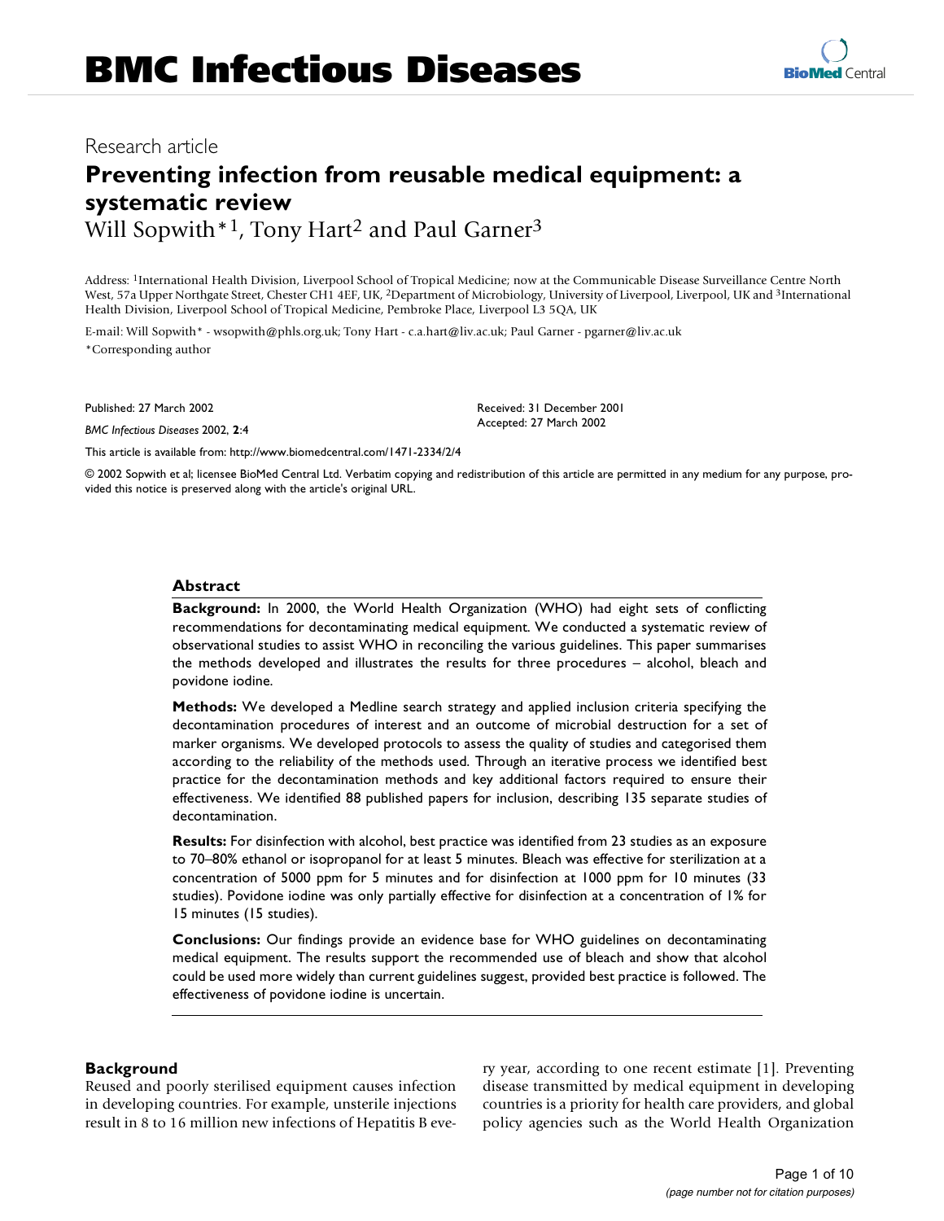# BMC Infectious Diseases

Research article

## Preventing infection from reusable medical equipment: a systematic review

Will Sopwith*[1], Tony Hart[2] and Paul Garner[3]

Address: [1]International Health Division, Liverpool School of Tropical Medicine; now at the Communicable Disease Surveillance Centre North West, 57a Upper Northgate Street, Chester CH1 4EF, UK, [2]Department of Microbiology, University of Liverpool, Liverpool, UK and [3]International Health Division, Liverpool School of Tropical Medicine, Pembroke Place, Liverpool L3 5QA, UK

E-mail: Will Sopwith* - wsopwith@phls.org.uk; Tony Hart - c.a.hart@liv.ac.uk; Paul Garner - pgarner@liv.ac.uk

*Corresponding author

Published: 27 March 2002

*BMC Infectious Diseases* 2002, **2**:4

Received: 31 December 2001
Accepted: 27 March 2002

This article is available from: http://www.biomedcentral.com/1471-2334/2/4

© 2002 Sopwith et al; licensee BioMed Central Ltd. Verbatim copying and redistribution of this article are permitted in any medium for any purpose, provided this notice is preserved along with the article's original URL.

### Abstract

**Background:** In 2000, the World Health Organization (WHO) had eight sets of conflicting recommendations for decontaminating medical equipment. We conducted a systematic review of observational studies to assist WHO in reconciling the various guidelines. This paper summarises the methods developed and illustrates the results for three procedures – alcohol, bleach and povidone iodine.

**Methods:** We developed a Medline search strategy and applied inclusion criteria specifying the decontamination procedures of interest and an outcome of microbial destruction for a set of marker organisms. We developed protocols to assess the quality of studies and categorised them according to the reliability of the methods used. Through an iterative process we identified best practice for the decontamination methods and key additional factors required to ensure their effectiveness. We identified 88 published papers for inclusion, describing 135 separate studies of decontamination.

**Results:** For disinfection with alcohol, best practice was identified from 23 studies as an exposure to 70–80% ethanol or isopropanol for at least 5 minutes. Bleach was effective for sterilization at a concentration of 5000 ppm for 5 minutes and for disinfection at 1000 ppm for 10 minutes (33 studies). Povidone iodine was only partially effective for disinfection at a concentration of 1% for 15 minutes (15 studies).

**Conclusions:** Our findings provide an evidence base for WHO guidelines on decontaminating medical equipment. The results support the recommended use of bleach and show that alcohol could be used more widely than current guidelines suggest, provided best practice is followed. The effectiveness of povidone iodine is uncertain.

### Background

Reused and poorly sterilised equipment causes infection in developing countries. For example, unsterile injections result in 8 to 16 million new infections of Hepatitis B every year, according to one recent estimate [1]. Preventing disease transmitted by medical equipment in developing countries is a priority for health care providers, and global policy agencies such as the World Health Organization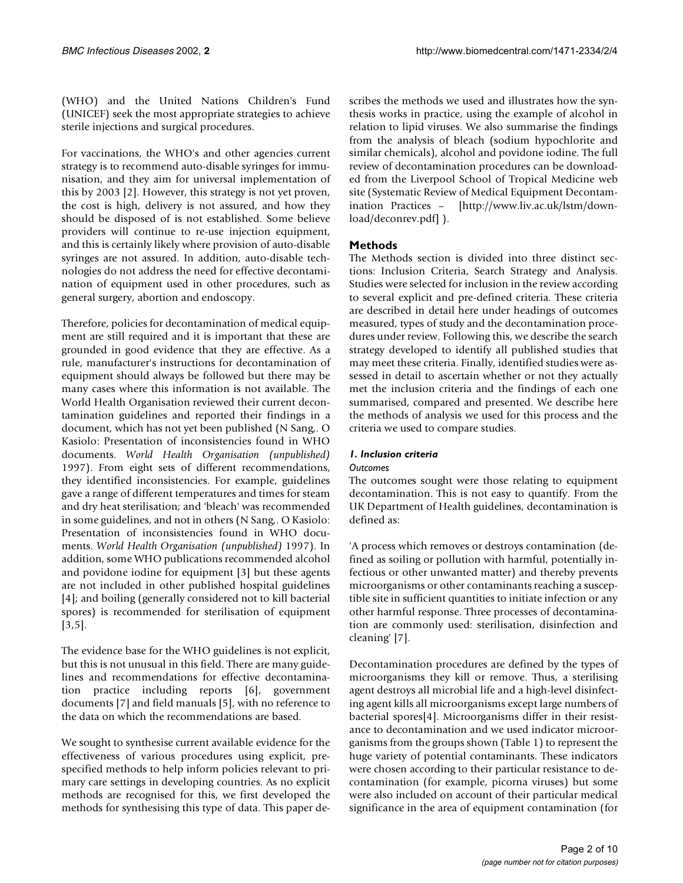(WHO) and the United Nations Children's Fund (UNICEF) seek the most appropriate strategies to achieve sterile injections and surgical procedures.

For vaccinations, the WHO's and other agencies current strategy is to recommend auto-disable syringes for immunisation, and they aim for universal implementation of this by 2003 [2]. However, this strategy is not yet proven, the cost is high, delivery is not assured, and how they should be disposed of is not established. Some believe providers will continue to re-use injection equipment, and this is certainly likely where provision of auto-disable syringes are not assured. In addition, auto-disable technologies do not address the need for effective decontamination of equipment used in other procedures, such as general surgery, abortion and endoscopy.

Therefore, policies for decontamination of medical equipment are still required and it is important that these are grounded in good evidence that they are effective. As a rule, manufacturer's instructions for decontamination of equipment should always be followed but there may be many cases where this information is not available. The World Health Organisation reviewed their current decontamination guidelines and reported their findings in a document, which has not yet been published (N Sang,. O Kasiolo: Presentation of inconsistencies found in WHO documents. *World Health Organisation (unpublished)* 1997). From eight sets of different recommendations, they identified inconsistencies. For example, guidelines gave a range of different temperatures and times for steam and dry heat sterilisation; and 'bleach' was recommended in some guidelines, and not in others (N Sang,. O Kasiolo: Presentation of inconsistencies found in WHO documents. *World Health Organisation (unpublished)* 1997). In addition, some WHO publications recommended alcohol and povidone iodine for equipment [3] but these agents are not included in other published hospital guidelines [4]; and boiling (generally considered not to kill bacterial spores) is recommended for sterilisation of equipment [3,5].

The evidence base for the WHO guidelines is not explicit, but this is not unusual in this field. There are many guidelines and recommendations for effective decontamination practice including reports [6], government documents [7] and field manuals [5], with no reference to the data on which the recommendations are based.

We sought to synthesise current available evidence for the effectiveness of various procedures using explicit, pre-specified methods to help inform policies relevant to primary care settings in developing countries. As no explicit methods are recognised for this, we first developed the methods for synthesising this type of data. This paper describes the methods we used and illustrates how the synthesis works in practice, using the example of alcohol in relation to lipid viruses. We also summarise the findings from the analysis of bleach (sodium hypochlorite and similar chemicals), alcohol and povidone iodine. The full review of decontamination procedures can be downloaded from the Liverpool School of Tropical Medicine web site (Systematic Review of Medical Equipment Decontamination Practices – [http://www.liv.ac.uk/lstm/download/deconrev.pdf] ).

## Methods

The Methods section is divided into three distinct sections: Inclusion Criteria, Search Strategy and Analysis. Studies were selected for inclusion in the review according to several explicit and pre-defined criteria. These criteria are described in detail here under headings of outcomes measured, types of study and the decontamination procedures under review. Following this, we describe the search strategy developed to identify all published studies that may meet these criteria. Finally, identified studies were assessed in detail to ascertain whether or not they actually met the inclusion criteria and the findings of each one summarised, compared and presented. We describe here the methods of analysis we used for this process and the criteria we used to compare studies.

### *1. Inclusion criteria*

#### *Outcomes*

The outcomes sought were those relating to equipment decontamination. This is not easy to quantify. From the UK Department of Health guidelines, decontamination is defined as:

'A process which removes or destroys contamination (defined as soiling or pollution with harmful, potentially infectious or other unwanted matter) and thereby prevents microorganisms or other contaminants reaching a susceptible site in sufficient quantities to initiate infection or any other harmful response. Three processes of decontamination are commonly used: sterilisation, disinfection and cleaning' [7].

Decontamination procedures are defined by the types of microorganisms they kill or remove. Thus, a sterilising agent destroys all microbial life and a high-level disinfecting agent kills all microorganisms except large numbers of bacterial spores[4]. Microorganisms differ in their resistance to decontamination and we used indicator microorganisms from the groups shown (Table 1) to represent the huge variety of potential contaminants. These indicators were chosen according to their particular resistance to decontamination (for example, picorna viruses) but some were also included on account of their particular medical significance in the area of equipment contamination (for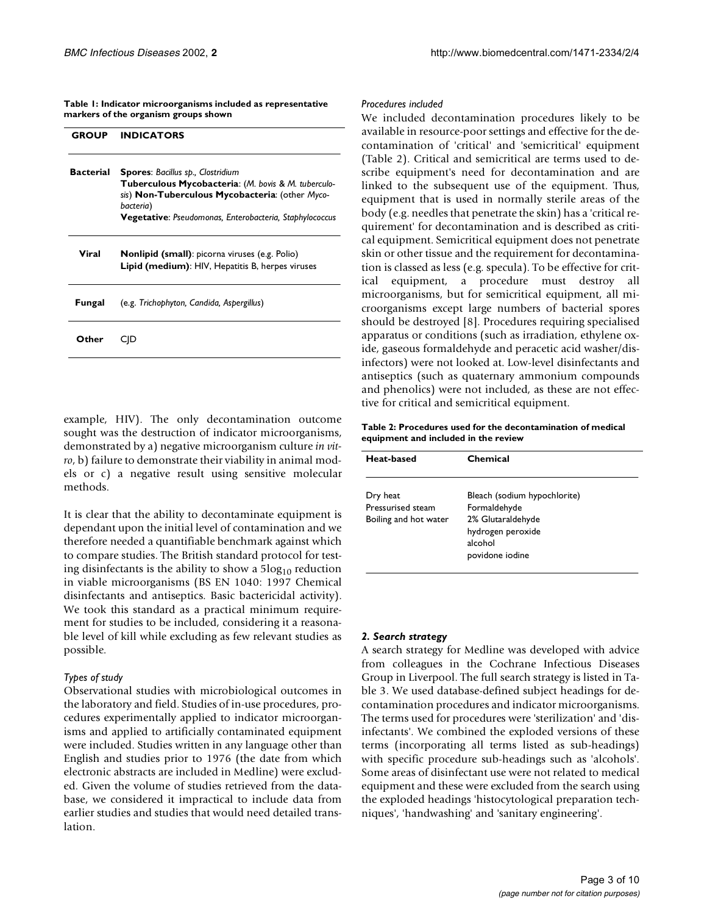**Table 1: Indicator microorganisms included as representative markers of the organism groups shown**

| GROUP | INDICATORS |
|---|---|
| **Bacterial** | **Spores**: *Bacillus sp., Clostridium* **Tuberculous Mycobacteria**: (*M. bovis & M. tuberculosis*) **Non-Tuberculous Mycobacteria**: (other *Mycobacteria*) **Vegetative**: *Pseudomonas, Enterobacteria, Staphylococcus* |
| **Viral** | **Nonlipid (small)**: picorna viruses (e.g. Polio) **Lipid (medium)**: HIV, Hepatitis B, herpes viruses |
| **Fungal** | (e.g. *Trichophyton, Candida, Aspergillus*) |
| **Other** | CJD |

example, HIV). The only decontamination outcome sought was the destruction of indicator microorganisms, demonstrated by a) negative microorganism culture *in vitro*, b) failure to demonstrate their viability in animal models or c) a negative result using sensitive molecular methods.

It is clear that the ability to decontaminate equipment is dependant upon the initial level of contamination and we therefore needed a quantifiable benchmark against which to compare studies. The British standard protocol for testing disinfectants is the ability to show a $5\log_{10}$ reduction in viable microorganisms (BS EN 1040: 1997 Chemical disinfectants and antiseptics. Basic bactericidal activity). We took this standard as a practical minimum requirement for studies to be included, considering it a reasonable level of kill while excluding as few relevant studies as possible.

*Types of study*

Observational studies with microbiological outcomes in the laboratory and field. Studies of in-use procedures, procedures experimentally applied to indicator microorganisms and applied to artificially contaminated equipment were included. Studies written in any language other than English and studies prior to 1976 (the date from which electronic abstracts are included in Medline) were excluded. Given the volume of studies retrieved from the database, we considered it impractical to include data from earlier studies and studies that would need detailed translation.

*Procedures included*

We included decontamination procedures likely to be available in resource-poor settings and effective for the decontamination of 'critical' and 'semicritical' equipment (Table 2). Critical and semicritical are terms used to describe equipment's need for decontamination and are linked to the subsequent use of the equipment. Thus, equipment that is used in normally sterile areas of the body (e.g. needles that penetrate the skin) has a 'critical requirement' for decontamination and is described as critical equipment. Semicritical equipment does not penetrate skin or other tissue and the requirement for decontamination is classed as less (e.g. specula). To be effective for critical equipment, a procedure must destroy all microorganisms, but for semicritical equipment, all microorganisms except large numbers of bacterial spores should be destroyed [8]. Procedures requiring specialised apparatus or conditions (such as irradiation, ethylene oxide, gaseous formaldehyde and peracetic acid washer/disinfectors) were not looked at. Low-level disinfectants and antiseptics (such as quaternary ammonium compounds and phenolics) were not included, as these are not effective for critical and semicritical equipment.

**Table 2: Procedures used for the decontamination of medical equipment and included in the review**

| Heat-based | Chemical |
|---|---|
| Dry heat | Bleach (sodium hypochlorite) |
| Pressurised steam | Formaldehyde |
| Boiling and hot water | 2% Glutaraldehyde |
| | hydrogen peroxide |
| | alcohol |
| | povidone iodine |

### *2. Search strategy*

A search strategy for Medline was developed with advice from colleagues in the Cochrane Infectious Diseases Group in Liverpool. The full search strategy is listed in Table 3. We used database-defined subject headings for decontamination procedures and indicator microorganisms. The terms used for procedures were 'sterilization' and 'disinfectants'. We combined the exploded versions of these terms (incorporating all terms listed as sub-headings) with specific procedure sub-headings such as 'alcohols'. Some areas of disinfectant use were not related to medical equipment and these were excluded from the search using the exploded headings 'histocytological preparation techniques', 'handwashing' and 'sanitary engineering'.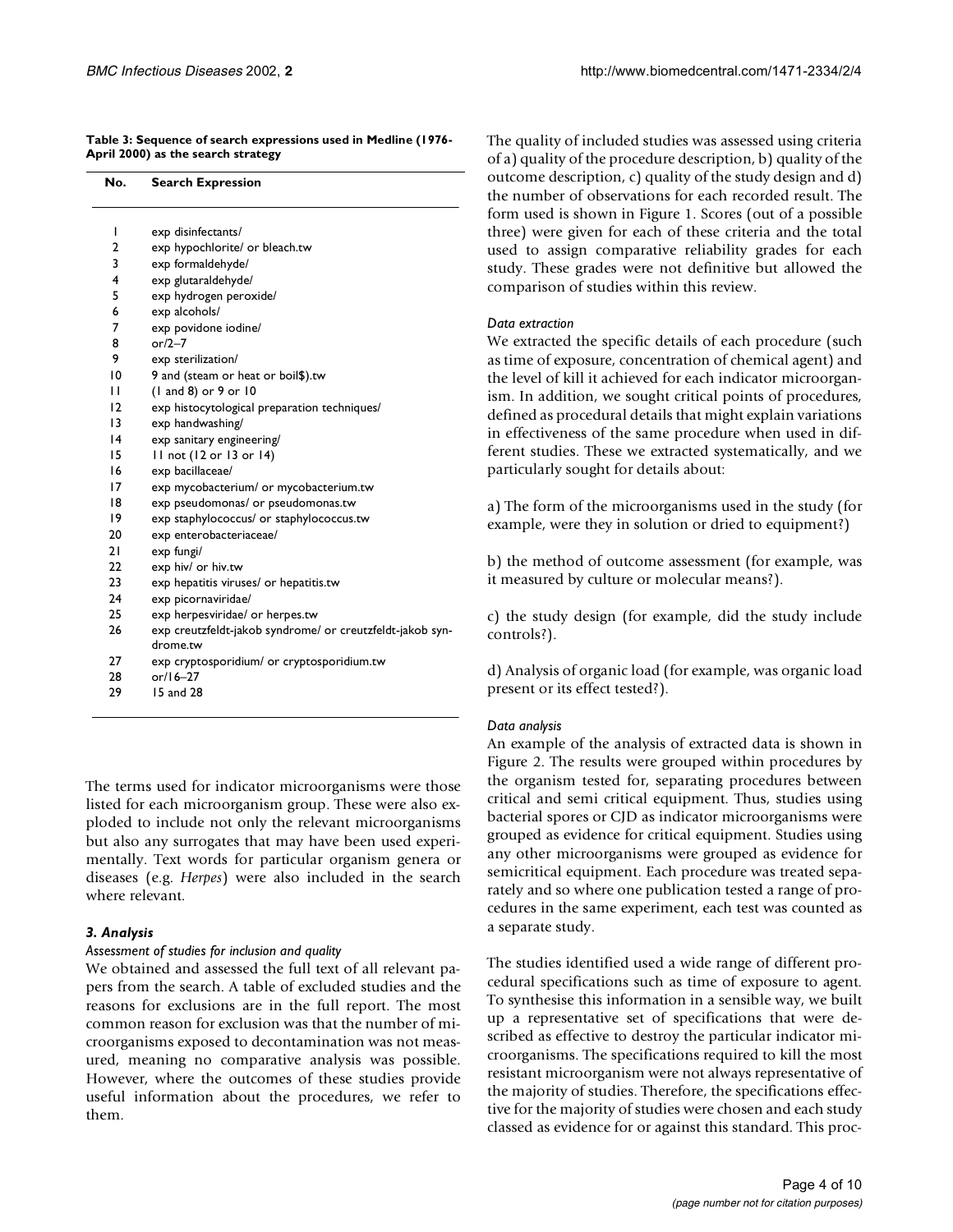**Table 3: Sequence of search expressions used in Medline (1976-April 2000) as the search strategy**

| No. | Search Expression |
| --- | --- |
| 1 | exp disinfectants/ |
| 2 | exp hypochlorite/ or bleach.tw |
| 3 | exp formaldehyde/ |
| 4 | exp glutaraldehyde/ |
| 5 | exp hydrogen peroxide/ |
| 6 | exp alcohols/ |
| 7 | exp povidone iodine/ |
| 8 | or/2–7 |
| 9 | exp sterilization/ |
| 10 | 9 and (steam or heat or boil$).tw |
| 11 | (1 and 8) or 9 or 10 |
| 12 | exp histocytological preparation techniques/ |
| 13 | exp handwashing/ |
| 14 | exp sanitary engineering/ |
| 15 | 11 not (12 or 13 or 14) |
| 16 | exp bacillaceae/ |
| 17 | exp mycobacterium/ or mycobacterium.tw |
| 18 | exp pseudomonas/ or pseudomonas.tw |
| 19 | exp staphylococcus/ or staphylococcus.tw |
| 20 | exp enterobacteriaceae/ |
| 21 | exp fungi/ |
| 22 | exp hiv/ or hiv.tw |
| 23 | exp hepatitis viruses/ or hepatitis.tw |
| 24 | exp picornaviridae/ |
| 25 | exp herpesviridae/ or herpes.tw |
| 26 | exp creutzfeldt-jakob syndrome/ or creutzfeldt-jakob syndrome.tw |
| 27 | exp cryptosporidium/ or cryptosporidium.tw |
| 28 | or/16–27 |
| 29 | 15 and 28 |

The terms used for indicator microorganisms were those listed for each microorganism group. These were also exploded to include not only the relevant microorganisms but also any surrogates that may have been used experimentally. Text words for particular organism genera or diseases (e.g. *Herpes*) were also included in the search where relevant.

### 3. Analysis

#### *Assessment of studies for inclusion and quality*

We obtained and assessed the full text of all relevant papers from the search. A table of excluded studies and the reasons for exclusions are in the full report. The most common reason for exclusion was that the number of microorganisms exposed to decontamination was not measured, meaning no comparative analysis was possible. However, where the outcomes of these studies provide useful information about the procedures, we refer to them.

The quality of included studies was assessed using criteria of a) quality of the procedure description, b) quality of the outcome description, c) quality of the study design and d) the number of observations for each recorded result. The form used is shown in Figure 1. Scores (out of a possible three) were given for each of these criteria and the total used to assign comparative reliability grades for each study. These grades were not definitive but allowed the comparison of studies within this review.

#### *Data extraction*

We extracted the specific details of each procedure (such as time of exposure, concentration of chemical agent) and the level of kill it achieved for each indicator microorganism. In addition, we sought critical points of procedures, defined as procedural details that might explain variations in effectiveness of the same procedure when used in different studies. These we extracted systematically, and we particularly sought for details about:

a) The form of the microorganisms used in the study (for example, were they in solution or dried to equipment?)

b) the method of outcome assessment (for example, was it measured by culture or molecular means?).

c) the study design (for example, did the study include controls?).

d) Analysis of organic load (for example, was organic load present or its effect tested?).

#### *Data analysis*

An example of the analysis of extracted data is shown in Figure 2. The results were grouped within procedures by the organism tested for, separating procedures between critical and semi critical equipment. Thus, studies using bacterial spores or CJD as indicator microorganisms were grouped as evidence for critical equipment. Studies using any other microorganisms were grouped as evidence for semicritical equipment. Each procedure was treated separately and so where one publication tested a range of procedures in the same experiment, each test was counted as a separate study.

The studies identified used a wide range of different procedural specifications such as time of exposure to agent. To synthesise this information in a sensible way, we built up a representative set of specifications that were described as effective to destroy the particular indicator microorganisms. The specifications required to kill the most resistant microorganism were not always representative of the majority of studies. Therefore, the specifications effective for the majority of studies were chosen and each study classed as evidence for or against this standard. This proc-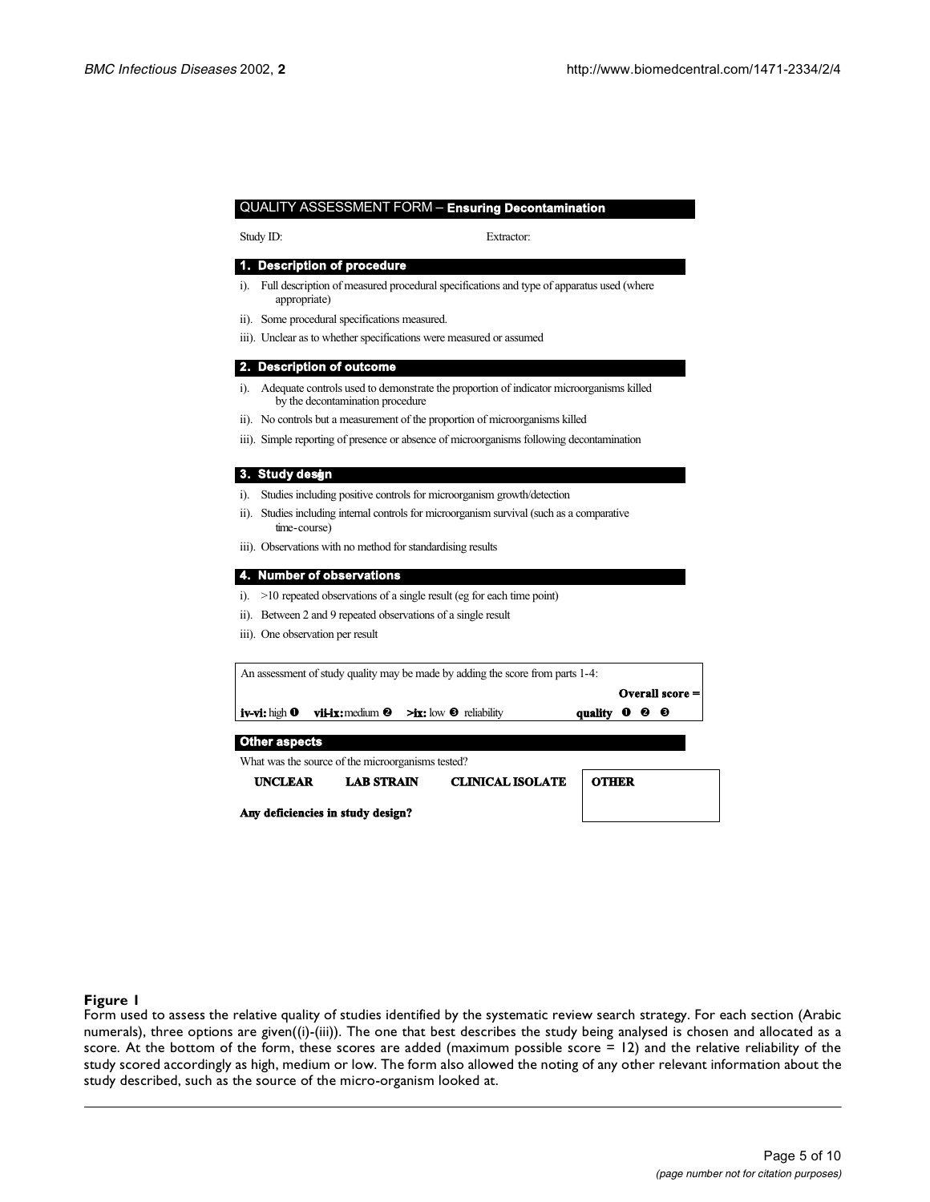## QUALITY ASSESSMENT FORM – **Ensuring Decontamination**

Study ID: Extractor:

### 1. Description of procedure

i). Full description of measured procedural specifications and type of apparatus used (where appropriate)

ii). Some procedural specifications measured.

iii). Unclear as to whether specifications were measured or assumed

### 2. Description of outcome

i). Adequate controls used to demonstrate the proportion of indicator microorganisms killed by the decontamination procedure

ii). No controls but a measurement of the proportion of microorganisms killed

iii). Simple reporting of presence or absence of microorganisms following decontamination

### 3. Study design

i). Studies including positive controls for microorganism growth/detection

ii). Studies including internal controls for microorganism survival (such as a comparative time-course)

iii). Observations with no method for standardising results

### 4. Number of observations

i). >10 repeated observations of a single result (eg for each time point)

ii). Between 2 and 9 repeated observations of a single result

iii). One observation per result

An assessment of study quality may be made by adding the score from parts 1-4:

**Overall score =**

**iv-vi:** high ❶ **vii-ix:** medium ❷ **>ix:** low ❸ reliability **quality** ❶ ❷ ❸

### Other aspects

What was the source of the microorganisms tested?

**UNCLEAR** **LAB STRAIN** **CLINICAL ISOLATE** **OTHER**

**Any deficiencies in study design?**

**Figure 1**
Form used to assess the relative quality of studies identified by the systematic review search strategy. For each section (Arabic numerals), three options are given((i)-(iii)). The one that best describes the study being analysed is chosen and allocated as a score. At the bottom of the form, these scores are added (maximum possible score = 12) and the relative reliability of the study scored accordingly as high, medium or low. The form also allowed the noting of any other relevant information about the study described, such as the source of the micro-organism looked at.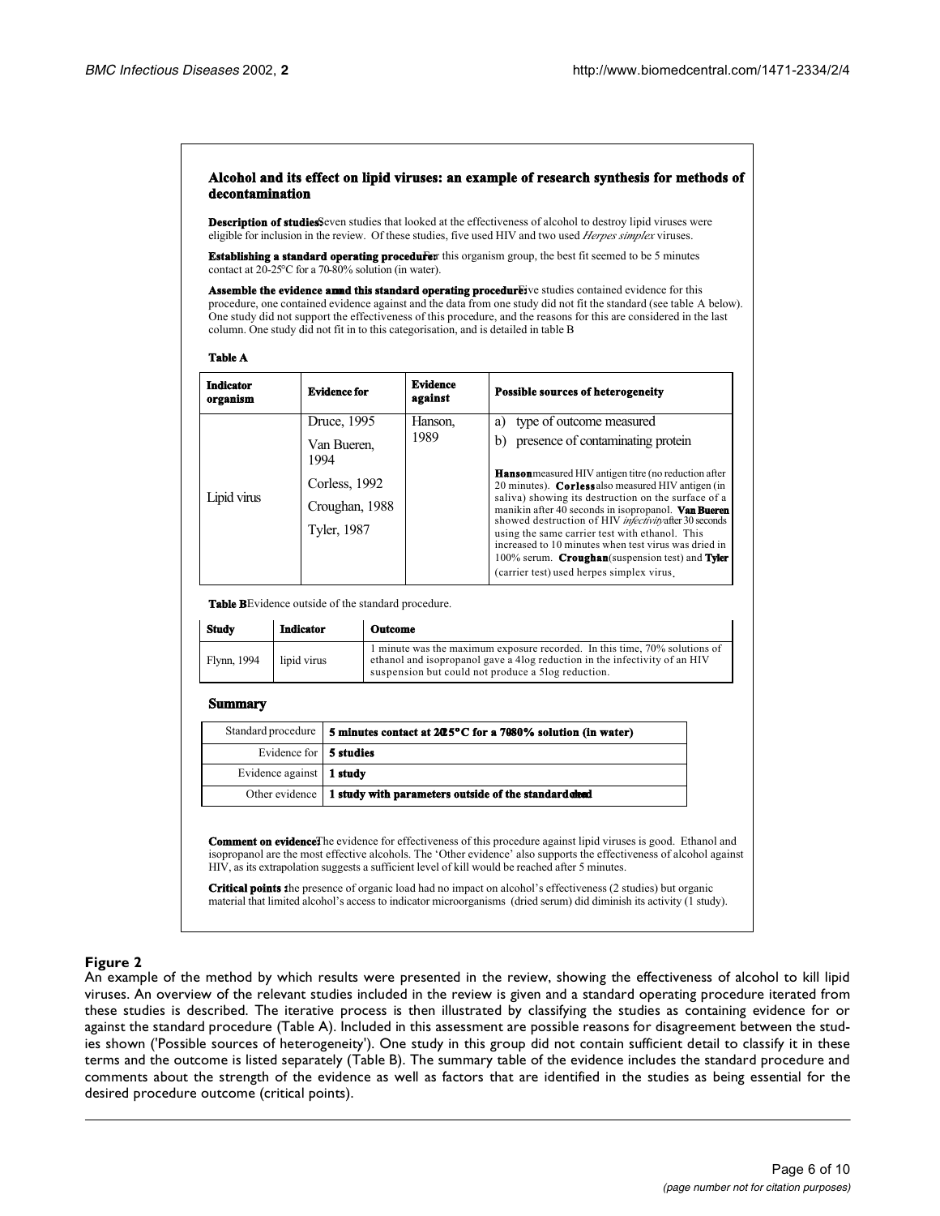## Alcohol and its effect on lipid viruses: an example of research synthesis for methods of decontamination

**Description of studies:** Seven studies that looked at the effectiveness of alcohol to destroy lipid viruses were eligible for inclusion in the review. Of these studies, five used HIV and two used *Herpes simplex* viruses.

**Establishing a standard operating procedure:** For this organism group, the best fit seemed to be 5 minutes contact at 20-25°C for a 70-80% solution (in water).

**Assemble the evidence around this standard operating procedure:** Five studies contained evidence for this procedure, one contained evidence against and the data from one study did not fit the standard (see table A below). One study did not support the effectiveness of this procedure, and the reasons for this are considered in the last column. One study did not fit in to this categorisation, and is detailed in table B

**Table A**

| Indicator organism | Evidence for | Evidence against | Possible sources of heterogeneity |
|---|---|---|---|
| Lipid virus | Druce, 1995<br>Van Bueren, 1994<br>Corless, 1992<br>Croughan, 1988<br>Tyler, 1987 | Hanson, 1989 | a) type of outcome measured<br>b) presence of contaminating protein<br><br>**Hanson** measured HIV antigen titre (no reduction after 20 minutes). **Corless** also measured HIV antigen (in saliva) showing its destruction on the surface of a manikin after 40 seconds in isopropanol. **Van Bueren** showed destruction of HIV *infectivity* after 30 seconds using the same carrier test with ethanol. This increased to 10 minutes when test virus was dried in 100% serum. **Croughan** (suspension test) and **Tyler** (carrier test) used herpes simplex virus. |

**Table B** Evidence outside of the standard procedure.

| Study | Indicator | Outcome |
|---|---|---|
| Flynn, 1994 | lipid virus | 1 minute was the maximum exposure recorded. In this time, 70% solutions of ethanol and isopropanol gave a 4log reduction in the infectivity of an HIV suspension but could not produce a 5log reduction. |

### Summary

| | |
|---|---|
| Standard procedure | **5 minutes contact at 20-25°C for a 70-80% solution (in water)** |
| Evidence for | **5 studies** |
| Evidence against | **1 study** |
| Other evidence | **1 study with parameters outside of the standard method** |

**Comment on evidence:** The evidence for effectiveness of this procedure against lipid viruses is good. Ethanol and isopropanol are the most effective alcohols. The 'Other evidence' also supports the effectiveness of alcohol against HIV, as its extrapolation suggests a sufficient level of kill would be reached after 5 minutes.

**Critical points:** The presence of organic load had no impact on alcohol's effectiveness (2 studies) but organic material that limited alcohol's access to indicator microorganisms (dried serum) did diminish its activity (1 study).

**Figure 2**

An example of the method by which results were presented in the review, showing the effectiveness of alcohol to kill lipid viruses. An overview of the relevant studies included in the review is given and a standard operating procedure iterated from these studies is described. The iterative process is then illustrated by classifying the studies as containing evidence for or against the standard procedure (Table A). Included in this assessment are possible reasons for disagreement between the studies shown ('Possible sources of heterogeneity'). One study in this group did not contain sufficient detail to classify it in these terms and the outcome is listed separately (Table B). The summary table of the evidence includes the standard procedure and comments about the strength of the evidence as well as factors that are identified in the studies as being essential for the desired procedure outcome (critical points).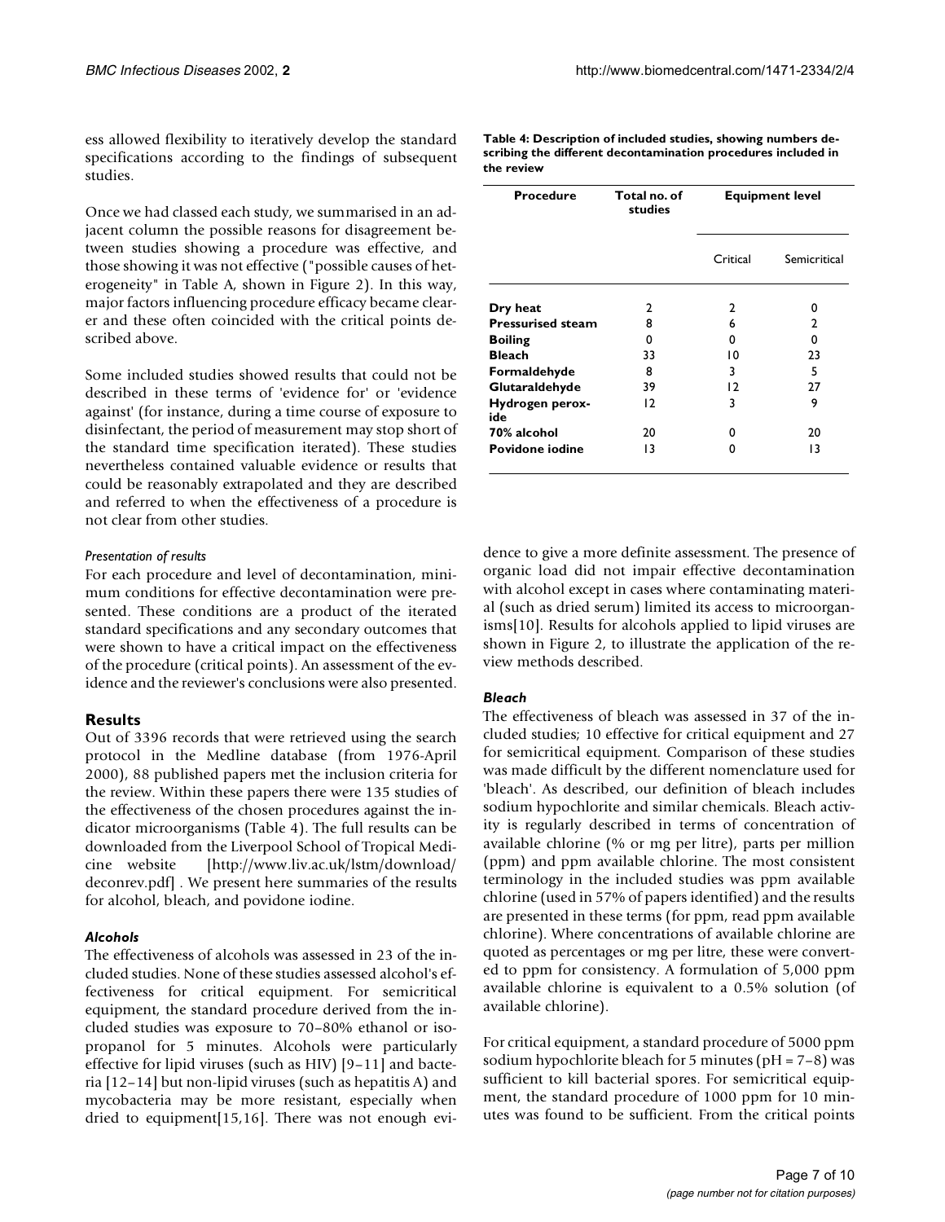ess allowed flexibility to iteratively develop the standard specifications according to the findings of subsequent studies.

Once we had classed each study, we summarised in an adjacent column the possible reasons for disagreement between studies showing a procedure was effective, and those showing it was not effective ("possible causes of heterogeneity" in Table A, shown in Figure 2). In this way, major factors influencing procedure efficacy became clearer and these often coincided with the critical points described above.

Some included studies showed results that could not be described in these terms of 'evidence for' or 'evidence against' (for instance, during a time course of exposure to disinfectant, the period of measurement may stop short of the standard time specification iterated). These studies nevertheless contained valuable evidence or results that could be reasonably extrapolated and they are described and referred to when the effectiveness of a procedure is not clear from other studies.

*Presentation of results*

For each procedure and level of decontamination, minimum conditions for effective decontamination were presented. These conditions are a product of the iterated standard specifications and any secondary outcomes that were shown to have a critical impact on the effectiveness of the procedure (critical points). An assessment of the evidence and the reviewer's conclusions were also presented.

## Results

Out of 3396 records that were retrieved using the search protocol in the Medline database (from 1976-April 2000), 88 published papers met the inclusion criteria for the review. Within these papers there were 135 studies of the effectiveness of the chosen procedures against the indicator microorganisms (Table 4). The full results can be downloaded from the Liverpool School of Tropical Medicine website [http://www.liv.ac.uk/lstm/download/deconrev.pdf] . We present here summaries of the results for alcohol, bleach, and povidone iodine.

**Table 4: Description of included studies, showing numbers describing the different decontamination procedures included in the review**

| Procedure | Total no. of studies | Equipment level | |
|---|---|---|---|
| | | Critical | Semicritical |
| **Dry heat** | 2 | 2 | 0 |
| **Pressurised steam** | 8 | 6 | 2 |
| **Boiling** | 0 | 0 | 0 |
| **Bleach** | 33 | 10 | 23 |
| **Formaldehyde** | 8 | 3 | 5 |
| **Glutaraldehyde** | 39 | 12 | 27 |
| **Hydrogen peroxide** | 12 | 3 | 9 |
| **70% alcohol** | 20 | 0 | 20 |
| **Povidone iodine** | 13 | 0 | 13 |

### *Alcohols*

The effectiveness of alcohols was assessed in 23 of the included studies. None of these studies assessed alcohol's effectiveness for critical equipment. For semicritical equipment, the standard procedure derived from the included studies was exposure to 70–80% ethanol or isopropanol for 5 minutes. Alcohols were particularly effective for lipid viruses (such as HIV) [9–11] and bacteria [12–14] but non-lipid viruses (such as hepatitis A) and mycobacteria may be more resistant, especially when dried to equipment[15,16]. There was not enough evidence to give a more definite assessment. The presence of organic load did not impair effective decontamination with alcohol except in cases where contaminating material (such as dried serum) limited its access to microorganisms[10]. Results for alcohols applied to lipid viruses are shown in Figure 2, to illustrate the application of the review methods described.

### *Bleach*

The effectiveness of bleach was assessed in 37 of the included studies; 10 effective for critical equipment and 27 for semicritical equipment. Comparison of these studies was made difficult by the different nomenclature used for 'bleach'. As described, our definition of bleach includes sodium hypochlorite and similar chemicals. Bleach activity is regularly described in terms of concentration of available chlorine (% or mg per litre), parts per million (ppm) and ppm available chlorine. The most consistent terminology in the included studies was ppm available chlorine (used in 57% of papers identified) and the results are presented in these terms (for ppm, read ppm available chlorine). Where concentrations of available chlorine are quoted as percentages or mg per litre, these were converted to ppm for consistency. A formulation of 5,000 ppm available chlorine is equivalent to a 0.5% solution (of available chlorine).

For critical equipment, a standard procedure of 5000 ppm sodium hypochlorite bleach for 5 minutes (pH = 7–8) was sufficient to kill bacterial spores. For semicritical equipment, the standard procedure of 1000 ppm for 10 minutes was found to be sufficient. From the critical points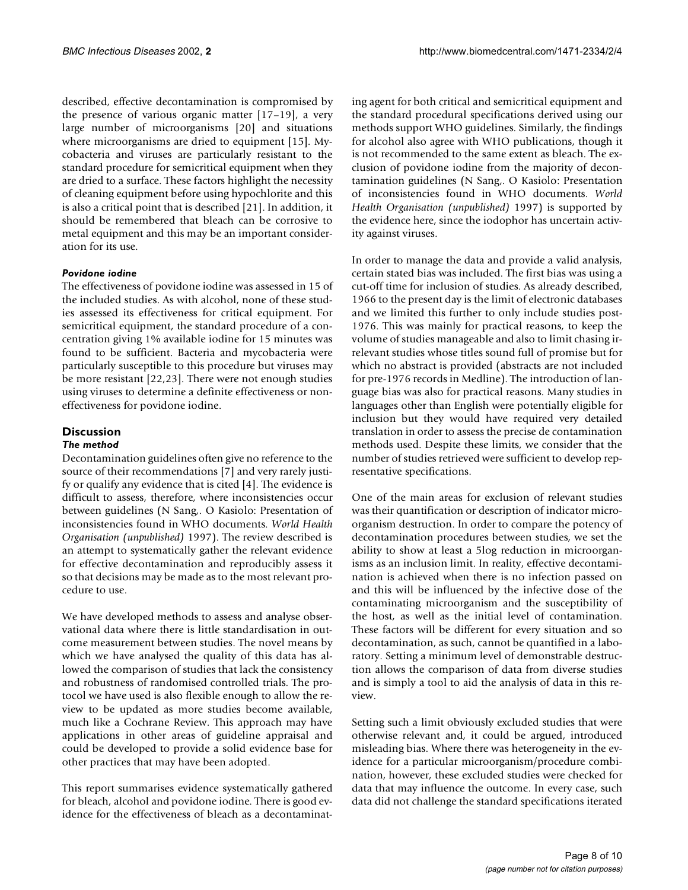described, effective decontamination is compromised by the presence of various organic matter [17–19], a very large number of microorganisms [20] and situations where microorganisms are dried to equipment [15]. Mycobacteria and viruses are particularly resistant to the standard procedure for semicritical equipment when they are dried to a surface. These factors highlight the necessity of cleaning equipment before using hypochlorite and this is also a critical point that is described [21]. In addition, it should be remembered that bleach can be corrosive to metal equipment and this may be an important consideration for its use.

#### *Povidone iodine*

The effectiveness of povidone iodine was assessed in 15 of the included studies. As with alcohol, none of these studies assessed its effectiveness for critical equipment. For semicritical equipment, the standard procedure of a concentration giving 1% available iodine for 15 minutes was found to be sufficient. Bacteria and mycobacteria were particularly susceptible to this procedure but viruses may be more resistant [22,23]. There were not enough studies using viruses to determine a definite effectiveness or non-effectiveness for povidone iodine.

## Discussion

### *The method*

Decontamination guidelines often give no reference to the source of their recommendations [7] and very rarely justify or qualify any evidence that is cited [4]. The evidence is difficult to assess, therefore, where inconsistencies occur between guidelines (N Sang,. O Kasiolo: Presentation of inconsistencies found in WHO documents. *World Health Organisation (unpublished)* 1997). The review described is an attempt to systematically gather the relevant evidence for effective decontamination and reproducibly assess it so that decisions may be made as to the most relevant procedure to use.

We have developed methods to assess and analyse observational data where there is little standardisation in outcome measurement between studies. The novel means by which we have analysed the quality of this data has allowed the comparison of studies that lack the consistency and robustness of randomised controlled trials. The protocol we have used is also flexible enough to allow the review to be updated as more studies become available, much like a Cochrane Review. This approach may have applications in other areas of guideline appraisal and could be developed to provide a solid evidence base for other practices that may have been adopted.

This report summarises evidence systematically gathered for bleach, alcohol and povidone iodine. There is good evidence for the effectiveness of bleach as a decontaminating agent for both critical and semicritical equipment and the standard procedural specifications derived using our methods support WHO guidelines. Similarly, the findings for alcohol also agree with WHO publications, though it is not recommended to the same extent as bleach. The exclusion of povidone iodine from the majority of decontamination guidelines (N Sang,. O Kasiolo: Presentation of inconsistencies found in WHO documents. *World Health Organisation (unpublished)* 1997) is supported by the evidence here, since the iodophor has uncertain activity against viruses.

In order to manage the data and provide a valid analysis, certain stated bias was included. The first bias was using a cut-off time for inclusion of studies. As already described, 1966 to the present day is the limit of electronic databases and we limited this further to only include studies post-1976. This was mainly for practical reasons, to keep the volume of studies manageable and also to limit chasing irrelevant studies whose titles sound full of promise but for which no abstract is provided (abstracts are not included for pre-1976 records in Medline). The introduction of language bias was also for practical reasons. Many studies in languages other than English were potentially eligible for inclusion but they would have required very detailed translation in order to assess the precise de contamination methods used. Despite these limits, we consider that the number of studies retrieved were sufficient to develop representative specifications.

One of the main areas for exclusion of relevant studies was their quantification or description of indicator microorganism destruction. In order to compare the potency of decontamination procedures between studies, we set the ability to show at least a 5log reduction in microorganisms as an inclusion limit. In reality, effective decontamination is achieved when there is no infection passed on and this will be influenced by the infective dose of the contaminating microorganism and the susceptibility of the host, as well as the initial level of contamination. These factors will be different for every situation and so decontamination, as such, cannot be quantified in a laboratory. Setting a minimum level of demonstrable destruction allows the comparison of data from diverse studies and is simply a tool to aid the analysis of data in this review.

Setting such a limit obviously excluded studies that were otherwise relevant and, it could be argued, introduced misleading bias. Where there was heterogeneity in the evidence for a particular microorganism/procedure combination, however, these excluded studies were checked for data that may influence the outcome. In every case, such data did not challenge the standard specifications iterated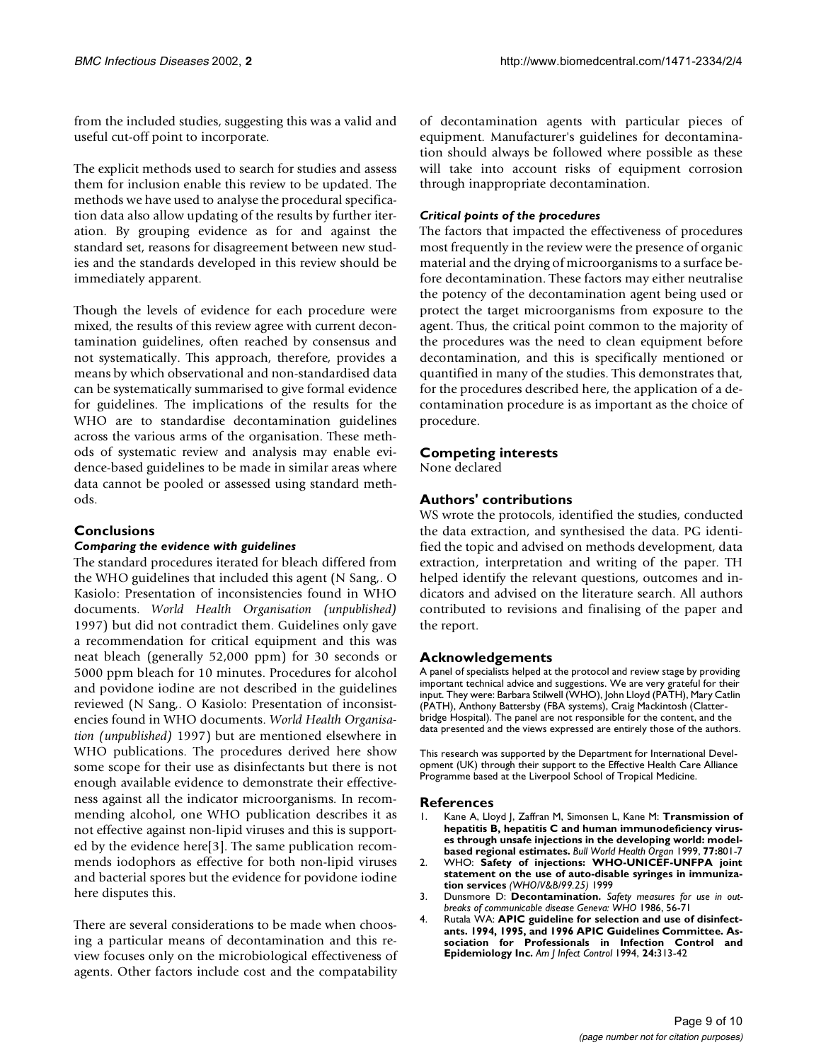from the included studies, suggesting this was a valid and useful cut-off point to incorporate.

The explicit methods used to search for studies and assess them for inclusion enable this review to be updated. The methods we have used to analyse the procedural specification data also allow updating of the results by further iteration. By grouping evidence as for and against the standard set, reasons for disagreement between new studies and the standards developed in this review should be immediately apparent.

Though the levels of evidence for each procedure were mixed, the results of this review agree with current decontamination guidelines, often reached by consensus and not systematically. This approach, therefore, provides a means by which observational and non-standardised data can be systematically summarised to give formal evidence for guidelines. The implications of the results for the WHO are to standardise decontamination guidelines across the various arms of the organisation. These methods of systematic review and analysis may enable evidence-based guidelines to be made in similar areas where data cannot be pooled or assessed using standard methods.

## Conclusions

### *Comparing the evidence with guidelines*

The standard procedures iterated for bleach differed from the WHO guidelines that included this agent (N Sang,. O Kasiolo: Presentation of inconsistencies found in WHO documents. *World Health Organisation (unpublished)* 1997) but did not contradict them. Guidelines only gave a recommendation for critical equipment and this was neat bleach (generally 52,000 ppm) for 30 seconds or 5000 ppm bleach for 10 minutes. Procedures for alcohol and povidone iodine are not described in the guidelines reviewed (N Sang,. O Kasiolo: Presentation of inconsistencies found in WHO documents. *World Health Organisation (unpublished)* 1997) but are mentioned elsewhere in WHO publications. The procedures derived here show some scope for their use as disinfectants but there is not enough available evidence to demonstrate their effectiveness against all the indicator microorganisms. In recommending alcohol, one WHO publication describes it as not effective against non-lipid viruses and this is supported by the evidence here[3]. The same publication recommends iodophors as effective for both non-lipid viruses and bacterial spores but the evidence for povidone iodine here disputes this.

There are several considerations to be made when choosing a particular means of decontamination and this review focuses only on the microbiological effectiveness of agents. Other factors include cost and the compatability of decontamination agents with particular pieces of equipment. Manufacturer's guidelines for decontamination should always be followed where possible as these will take into account risks of equipment corrosion through inappropriate decontamination.

### *Critical points of the procedures*

The factors that impacted the effectiveness of procedures most frequently in the review were the presence of organic material and the drying of microorganisms to a surface before decontamination. These factors may either neutralise the potency of the decontamination agent being used or protect the target microorganisms from exposure to the agent. Thus, the critical point common to the majority of the procedures was the need to clean equipment before decontamination, and this is specifically mentioned or quantified in many of the studies. This demonstrates that, for the procedures described here, the application of a decontamination procedure is as important as the choice of procedure.

## Competing interests

None declared

## Authors' contributions

WS wrote the protocols, identified the studies, conducted the data extraction, and synthesised the data. PG identified the topic and advised on methods development, data extraction, interpretation and writing of the paper. TH helped identify the relevant questions, outcomes and indicators and advised on the literature search. All authors contributed to revisions and finalising of the paper and the report.

## Acknowledgements

A panel of specialists helped at the protocol and review stage by providing important technical advice and suggestions. We are very grateful for their input. They were: Barbara Stilwell (WHO), John Lloyd (PATH), Mary Catlin (PATH), Anthony Battersby (FBA systems), Craig Mackintosh (Clatterbridge Hospital). The panel are not responsible for the content, and the data presented and the views expressed are entirely those of the authors.

This research was supported by the Department for International Development (UK) through their support to the Effective Health Care Alliance Programme based at the Liverpool School of Tropical Medicine.

## References

1. Kane A, Lloyd J, Zaffran M, Simonsen L, Kane M: **Transmission of hepatitis B, hepatitis C and human immunodeficiency viruses through unsafe injections in the developing world: model-based regional estimates.** *Bull World Health Organ* 1999, **77:**801-7
2. WHO: **Safety of injections: WHO-UNICEF-UNFPA joint statement on the use of auto-disable syringes in immunization services** *(WHO/V&B/99.25)* 1999
3. Dunsmore D: **Decontamination.** *Safety measures for use in outbreaks of communicable disease Geneva: WHO* 1986, 56-71
4. Rutala WA: **APIC guideline for selection and use of disinfectants. 1994, 1995, and 1996 APIC Guidelines Committee. Association for Professionals in Infection Control and Epidemiology Inc.** *Am J Infect Control* 1994, **24:**313-42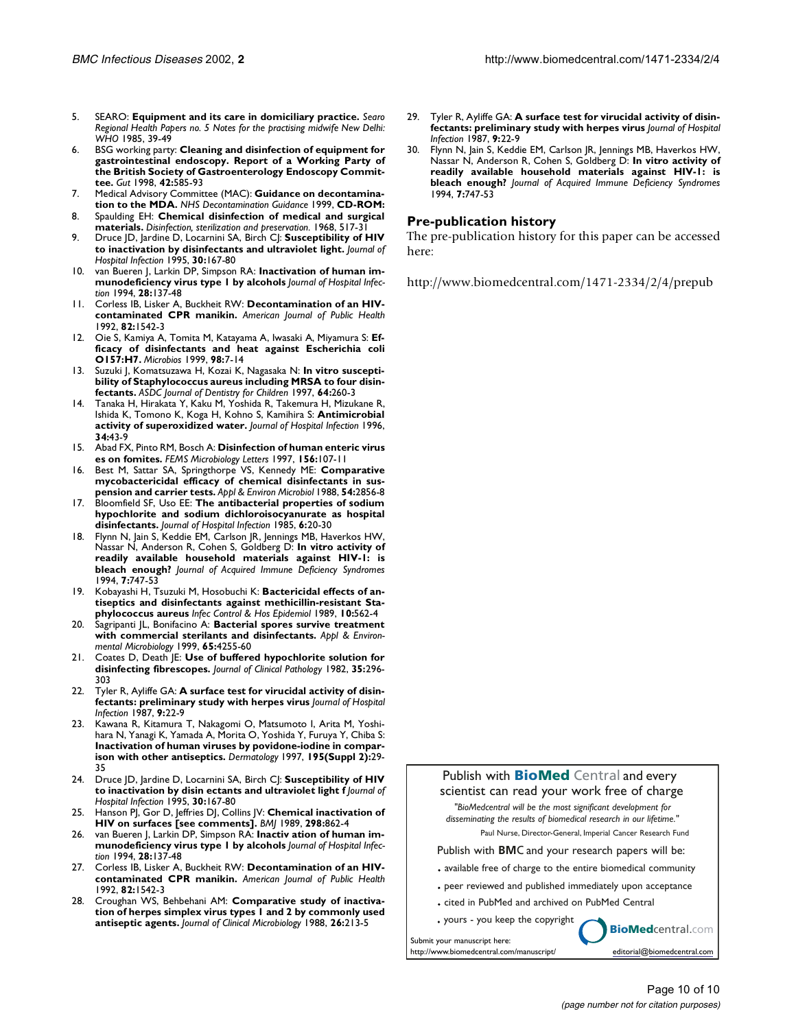5. SEARO: **Equipment and its care in domiciliary practice.** *Searo Regional Health Papers no. 5 Notes for the practising midwife New Delhi: WHO* 1985, 39-49
6. BSG working party: **Cleaning and disinfection of equipment for gastrointestinal endoscopy. Report of a Working Party of the British Society of Gastroenterology Endoscopy Committee.** *Gut* 1998, **42:**585-93
7. Medical Advisory Committee (MAC): **Guidance on decontamination to the MDA.** *NHS Decontamination Guidance* 1999, **CD-ROM:**
8. Spaulding EH: **Chemical disinfection of medical and surgical materials.** *Disinfection, sterilization and preservation.* 1968, 517-31
9. Druce JD, Jardine D, Locarnini SA, Birch CJ: **Susceptibility of HIV to inactivation by disinfectants and ultraviolet light.** *Journal of Hospital Infection* 1995, **30:**167-80
10. van Bueren J, Larkin DP, Simpson RA: **Inactivation of human immunodeficiency virus type 1 by alcohols** *Journal of Hospital Infection* 1994, **28:**137-48
11. Corless IB, Lisker A, Buckheit RW: **Decontamination of an HIV-contaminated CPR manikin.** *American Journal of Public Health* 1992, **82:**1542-3
12. Oie S, Kamiya A, Tomita M, Katayama A, Iwasaki A, Miyamura S: **Efficacy of disinfectants and heat against Escherichia coli O157:H7.** *Microbios* 1999, **98:**7-14
13. Suzuki J, Komatsuzawa H, Kozai K, Nagasaka N: **In vitro susceptibility of Staphylococcus aureus including MRSA to four disinfectants.** *ASDC Journal of Dentistry for Children* 1997, **64:**260-3
14. Tanaka H, Hirakata Y, Kaku M, Yoshida R, Takemura H, Mizukane R, Ishida K, Tomono K, Koga H, Kohno S, Kamihira S: **Antimicrobial activity of superoxidized water.** *Journal of Hospital Infection* 1996, **34:**43-9
15. Abad FX, Pinto RM, Bosch A: **Disinfection of human enteric viruses on fomites.** *FEMS Microbiology Letters* 1997, **156:**107-11
16. Best M, Sattar SA, Springthorpe VS, Kennedy ME: **Comparative mycobactericidal efficacy of chemical disinfectants in suspension and carrier tests.** *Appl & Environ Microbiol* 1988, **54:**2856-8
17. Bloomfield SF, Uso EE: **The antibacterial properties of sodium hypochlorite and sodium dichloroisocyanurate as hospital disinfectants.** *Journal of Hospital Infection* 1985, **6:**20-30
18. Flynn N, Jain S, Keddie EM, Carlson JR, Jennings MB, Haverkos HW, Nassar N, Anderson R, Cohen S, Goldberg D: **In vitro activity of readily available household materials against HIV-1: is bleach enough?** *Journal of Acquired Immune Deficiency Syndromes* 1994, **7:**747-53
19. Kobayashi H, Tsuzuki M, Hosobuchi K: **Bactericidal effects of antiseptics and disinfectants against methicillin-resistant Staphylococcus aureus** *Infec Control & Hos Epidemiol* 1989, **10:**562-4
20. Sagripanti JL, Bonifacino A: **Bacterial spores survive treatment with commercial sterilants and disinfectants.** *Appl & Environmental Microbiology* 1999, **65:**4255-60
21. Coates D, Death JE: **Use of buffered hypochlorite solution for disinfecting fibrescopes.** *Journal of Clinical Pathology* 1982, **35:**296-303
22. Tyler R, Ayliffe GA: **A surface test for virucidal activity of disinfectants: preliminary study with herpes virus** *Journal of Hospital Infection* 1987, **9:**22-9
23. Kawana R, Kitamura T, Nakagomi O, Matsumoto I, Arita M, Yoshihara N, Yanagi K, Yamada A, Morita O, Yoshida Y, Furuya Y, Chiba S: **Inactivation of human viruses by povidone-iodine in comparison with other antiseptics.** *Dermatology* 1997, **195(Suppl 2):**29-35
24. Druce JD, Jardine D, Locarnini SA, Birch CJ: **Susceptibility of HIV to inactivation by disin ectants and ultraviolet light f** *Journal of Hospital Infection* 1995, **30:**167-80
25. Hanson PJ, Gor D, Jeffries DJ, Collins JV: **Chemical inactivation of HIV on surfaces [see comments].** *BMJ* 1989, **298:**862-4
26. van Bueren J, Larkin DP, Simpson RA: **Inactiv ation of human immunodeficiency virus type 1 by alcohols** *Journal of Hospital Infection* 1994, **28:**137-48
27. Corless IB, Lisker A, Buckheit RW: **Decontamination of an HIV-contaminated CPR manikin.** *American Journal of Public Health* 1992, **82:**1542-3
28. Croughan WS, Behbehani AM: **Comparative study of inactivation of herpes simplex virus types 1 and 2 by commonly used antiseptic agents.** *Journal of Clinical Microbiology* 1988, **26:**213-5
29. Tyler R, Ayliffe GA: **A surface test for virucidal activity of disinfectants: preliminary study with herpes virus** *Journal of Hospital Infection* 1987, **9:**22-9
30. Flynn N, Jain S, Keddie EM, Carlson JR, Jennings MB, Haverkos HW, Nassar N, Anderson R, Cohen S, Goldberg D: **In vitro activity of readily available household materials against HIV-1: is bleach enough?** *Journal of Acquired Immune Deficiency Syndromes* 1994, **7:**747-53

## Pre-publication history

The pre-publication history for this paper can be accessed here:

http://www.biomedcentral.com/1471-2334/2/4/prepub

Publish with **BioMed** Central and every scientist can read your work free of charge

*"BioMedcentral will be the most significant development for disseminating the results of biomedical research in our lifetime."*

Paul Nurse, Director-General, Imperial Cancer Research Fund

Publish with **BMC** and your research papers will be:

- available free of charge to the entire biomedical community
- peer reviewed and published immediately upon acceptance
- cited in PubMed and archived on PubMed Central
- yours - you keep the copyright

**BioMed**central.com

Submit your manuscript here:
http://www.biomedcentral.com/manuscript/

editorial@biomedcentral.com